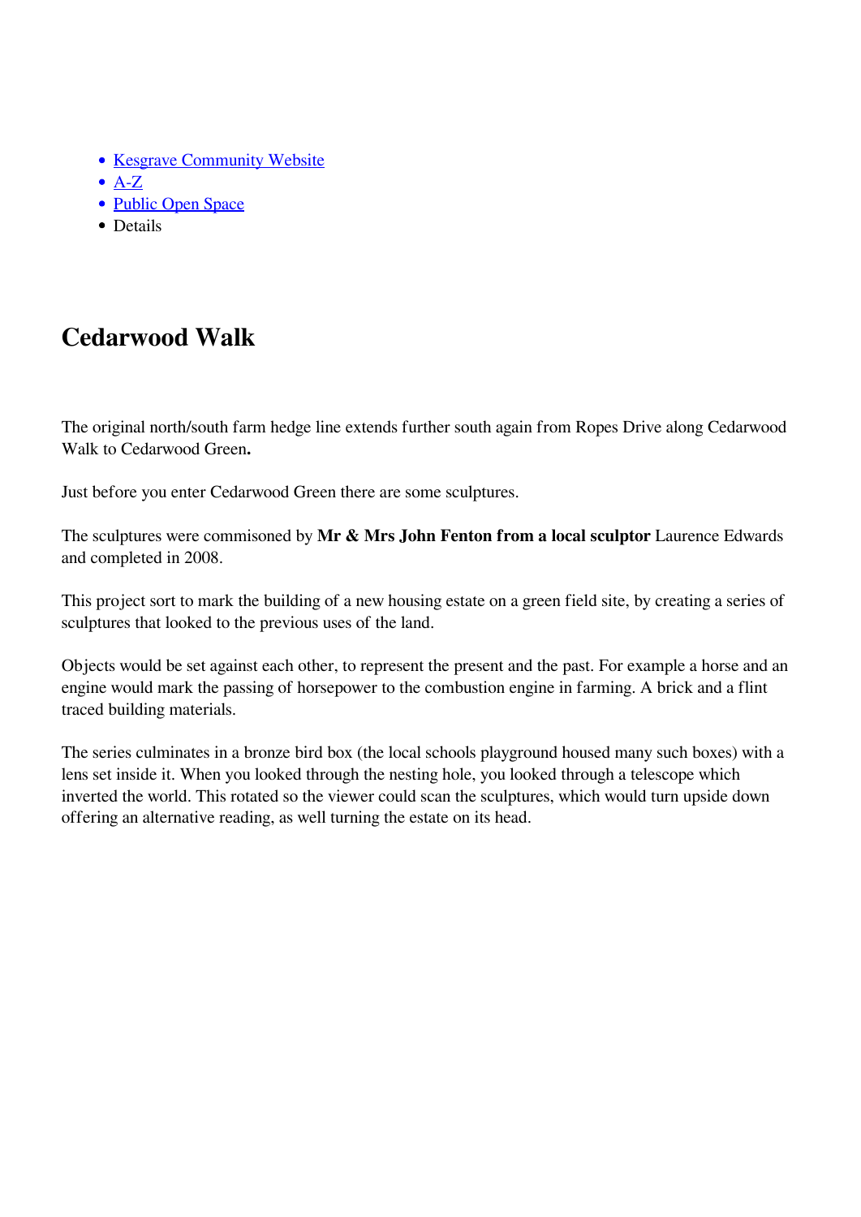- Kesgrave Community Website
- A-Z
- Public Open Space
- Details

# Cedarwood Walk

The original north/south farm hedge line extends further south again from Ropes Drive along Cedarwood Walk to Cedarwood Green**.**

Just before you enter Cedarwood Green there are some sculptures.

The sculptures were commisoned by **Mr & Mrs John Fenton from a local sculptor** Laurence Edwards and completed in 2008.

This project sort to mark the building of a new housing estate on a green field site, by creating a series of sculptures that looked to the previous uses of the land.

Objects would be set against each other, to represent the present and the past. For example a horse and an engine would mark the passing of horsepower to the combustion engine in farming. A brick and a flint traced building materials.

The series culminates in a bronze bird box (the local schools playground housed many such boxes) with a lens set inside it. When you looked through the nesting hole, you looked through a telescope which inverted the world. This rotated so the viewer could scan the sculptures, which would turn upside down offering an alternative reading, as well turning the estate on its head.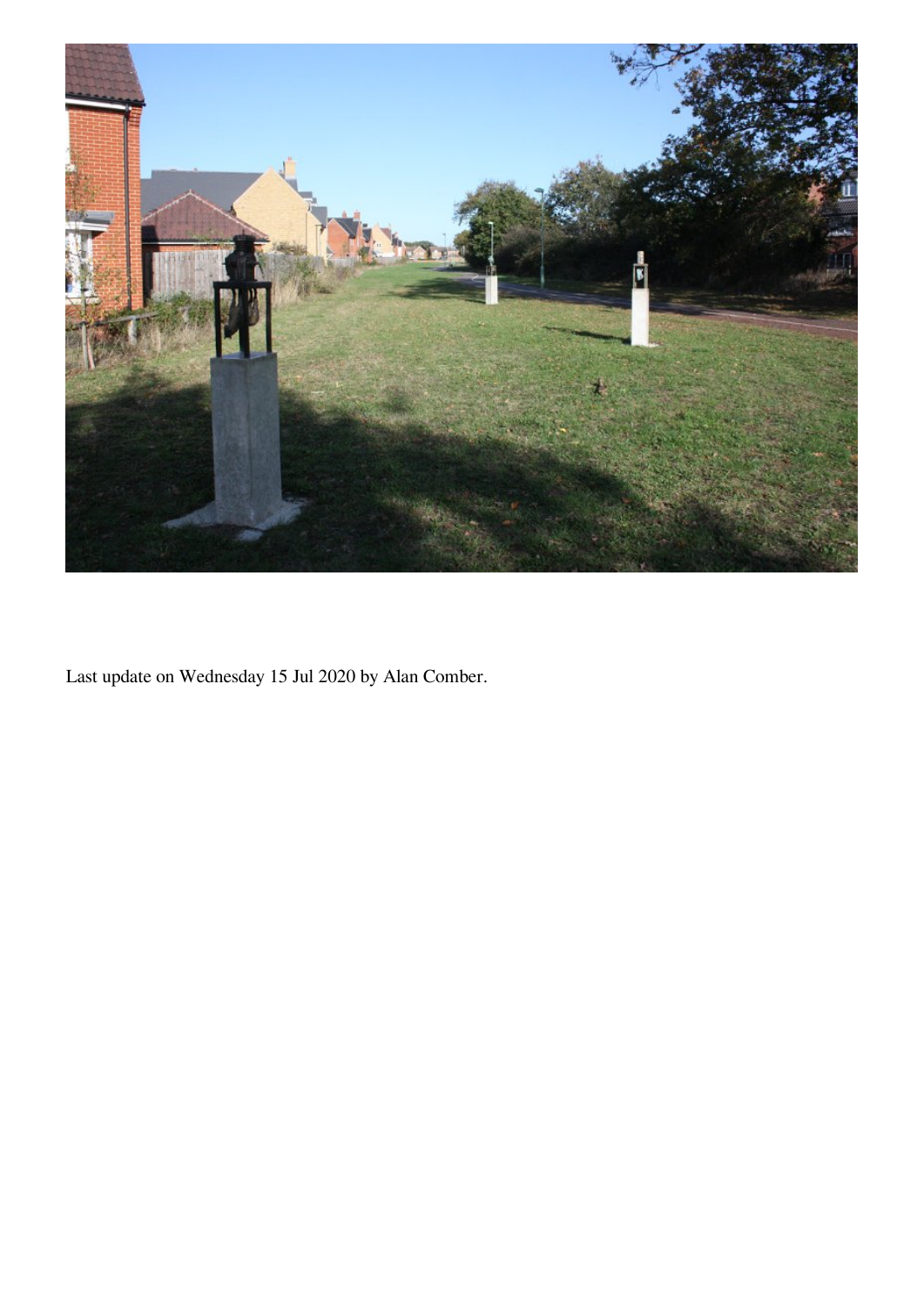Last update on Wednesday 15 Jul 2020 by Alan Comber.